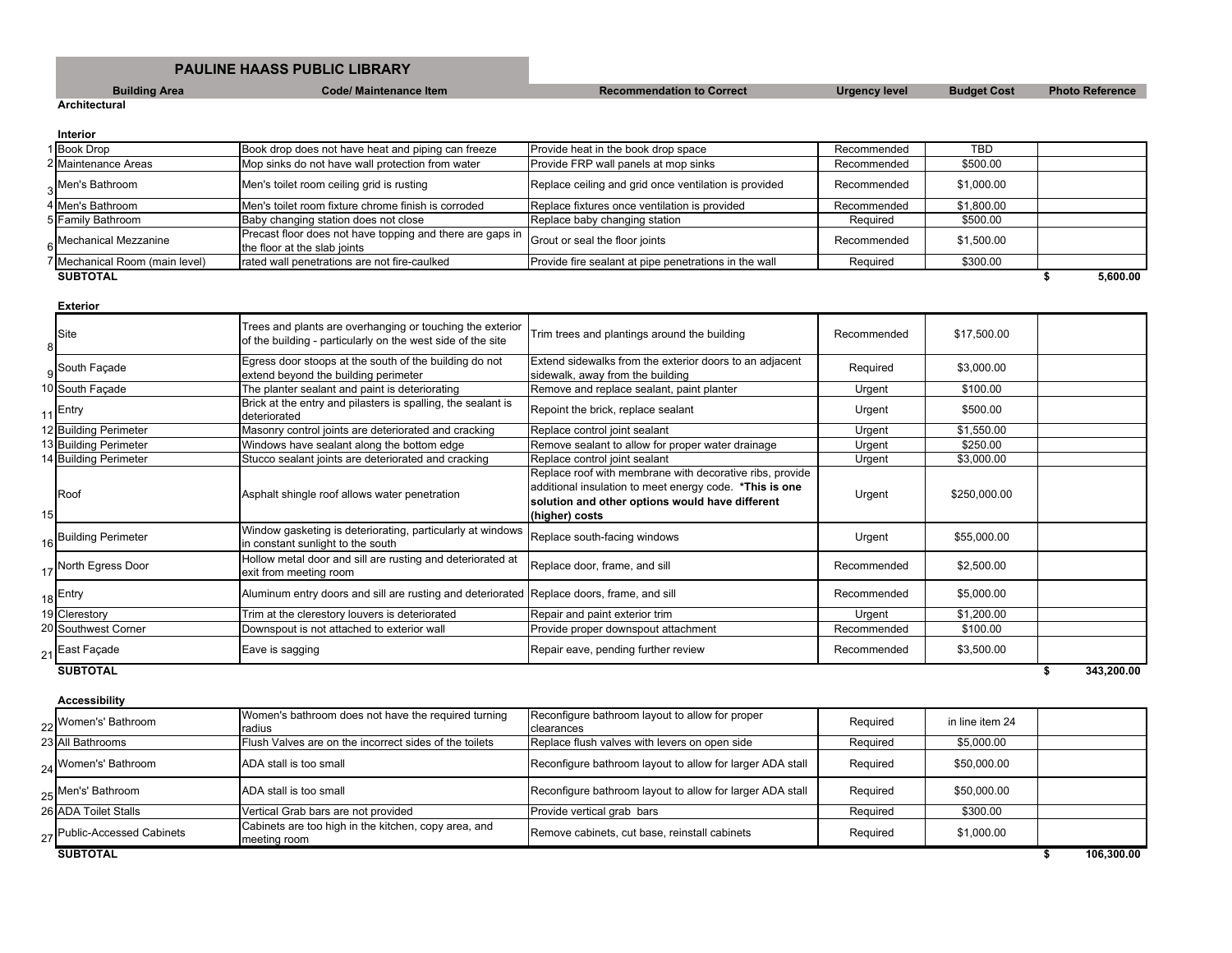# PAULINE HAASS PUBLIC LIBRARY

| | Building Area | Code/ Maintenance Item | Recommendation to Correct | Urgency level | Budget Cost | Photo Reference |
|---|---|---|---|---|---|---|
| | **Architectural** | | | | | |
| | **Interior** | | | | | |
| 1 | Book Drop | Book drop does not have heat and piping can freeze | Provide heat in the book drop space | Recommended | TBD | |
| 2 | Maintenance Areas | Mop sinks do not have wall protection from water | Provide FRP wall panels at mop sinks | Recommended | $500.00 | |
| 3 | Men's Bathroom | Men's toilet room ceiling grid is rusting | Replace ceiling and grid once ventilation is provided | Recommended | $1,000.00 | |
| 4 | Men's Bathroom | Men's toilet room fixture chrome finish is corroded | Replace fixtures once ventilation is provided | Recommended | $1,800.00 | |
| 5 | Family Bathroom | Baby changing station does not close | Replace baby changing station | Required | $500.00 | |
| 6 | Mechanical Mezzanine | Precast floor does not have topping and there are gaps in the floor at the slab joints | Grout or seal the floor joints | Recommended | $1,500.00 | |
| 7 | Mechanical Room (main level) | rated wall penetrations are not fire-caulked | Provide fire sealant at pipe penetrations in the wall | Required | $300.00 | |
| | **SUBTOTAL** | | | | | $ 5,600.00 |
| | **Exterior** | | | | | |
| 8 | Site | Trees and plants are overhanging or touching the exterior of the building - particularly on the west side of the site | Trim trees and plantings around the building | Recommended | $17,500.00 | |
| 9 | South Façade | Egress door stoops at the south of the building do not extend beyond the building perimeter | Extend sidewalks from the exterior doors to an adjacent sidewalk, away from the building | Required | $3,000.00 | |
| 10 | South Façade | The planter sealant and paint is deteriorating | Remove and replace sealant, paint planter | Urgent | $100.00 | |
| 11 | Entry | Brick at the entry and pilasters is spalling, the sealant is deteriorated | Repoint the brick, replace sealant | Urgent | $500.00 | |
| 12 | Building Perimeter | Masonry control joints are deteriorated and cracking | Replace control joint sealant | Urgent | $1,550.00 | |
| 13 | Building Perimeter | Windows have sealant along the bottom edge | Remove sealant to allow for proper water drainage | Urgent | $250.00 | |
| 14 | Building Perimeter | Stucco sealant joints are deteriorated and cracking | Replace control joint sealant | Urgent | $3,000.00 | |
| 15 | Roof | Asphalt shingle roof allows water penetration | Replace roof with membrane with decorative ribs, provide additional insulation to meet energy code. **\*This is one solution and other options would have different (higher) costs** | Urgent | $250,000.00 | |
| 16 | Building Perimeter | Window gasketing is deteriorating, particularly at windows in constant sunlight to the south | Replace south-facing windows | Urgent | $55,000.00 | |
| 17 | North Egress Door | Hollow metal door and sill are rusting and deteriorated at exit from meeting room | Replace door, frame, and sill | Recommended | $2,500.00 | |
| 18 | Entry | Aluminum entry doors and sill are rusting and deteriorated | Replace doors, frame, and sill | Recommended | $5,000.00 | |
| 19 | Clerestory | Trim at the clerestory louvers is deteriorated | Repair and paint exterior trim | Urgent | $1,200.00 | |
| 20 | Southwest Corner | Downspout is not attached to exterior wall | Provide proper downspout attachment | Recommended | $100.00 | |
| 21 | East Façade | Eave is sagging | Repair eave, pending further review | Recommended | $3,500.00 | |
| | **SUBTOTAL** | | | | | $ 343,200.00 |
| | **Accessibility** | | | | | |
| 22 | Women's' Bathroom | Women's bathroom does not have the required turning radius | Reconfigure bathroom layout to allow for proper clearances | Required | in line item 24 | |
| 23 | All Bathrooms | Flush Valves are on the incorrect sides of the toilets | Replace flush valves with levers on open side | Required | $5,000.00 | |
| 24 | Women's' Bathroom | ADA stall is too small | Reconfigure bathroom layout to allow for larger ADA stall | Required | $50,000.00 | |
| 25 | Men's' Bathroom | ADA stall is too small | Reconfigure bathroom layout to allow for larger ADA stall | Required | $50,000.00 | |
| 26 | ADA Toilet Stalls | Vertical Grab bars are not provided | Provide vertical grab bars | Required | $300.00 | |
| 27 | Public-Accessed Cabinets | Cabinets are too high in the kitchen, copy area, and meeting room | Remove cabinets, cut base, reinstall cabinets | Required | $1,000.00 | |
| | **SUBTOTAL** | | | | | $ 106,300.00 |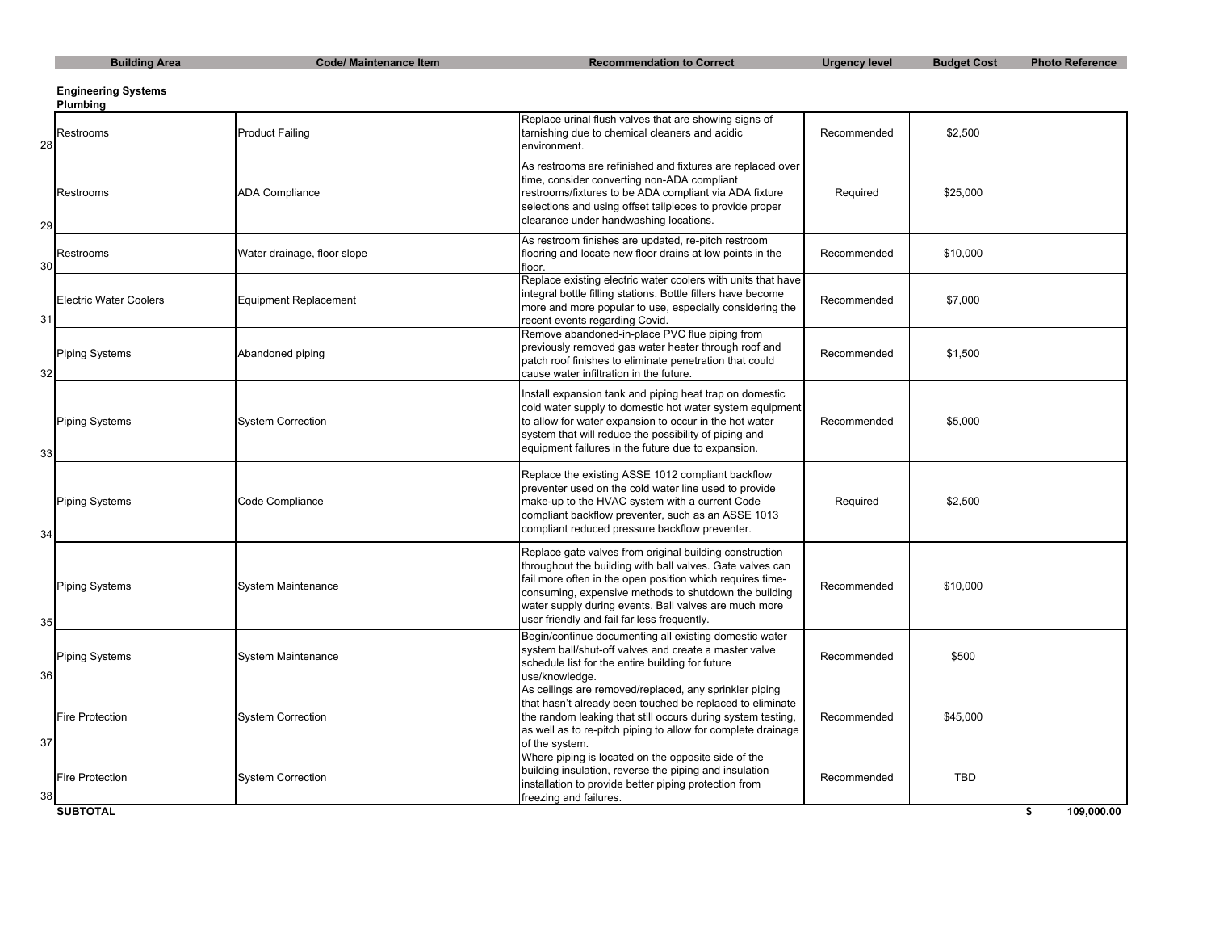| | Building Area | Code/ Maintenance Item | Recommendation to Correct | Urgency level | Budget Cost | Photo Reference |
|---|---|---|---|---|---|---|
| | **Engineering Systems** | | | | | |
| | **Plumbing** | | | | | |
| 28 | Restrooms | Product Failing | Replace urinal flush valves that are showing signs of tarnishing due to chemical cleaners and acidic environment. | Recommended | $2,500 | |
| 29 | Restrooms | ADA Compliance | As restrooms are refinished and fixtures are replaced over time, consider converting non-ADA compliant restrooms/fixtures to be ADA compliant via ADA fixture selections and using offset tailpieces to provide proper clearance under handwashing locations. | Required | $25,000 | |
| 30 | Restrooms | Water drainage, floor slope | As restroom finishes are updated, re-pitch restroom flooring and locate new floor drains at low points in the floor. | Recommended | $10,000 | |
| 31 | Electric Water Coolers | Equipment Replacement | Replace existing electric water coolers with units that have integral bottle filling stations. Bottle fillers have become more and more popular to use, especially considering the recent events regarding Covid. | Recommended | $7,000 | |
| 32 | Piping Systems | Abandoned piping | Remove abandoned-in-place PVC flue piping from previously removed gas water heater through roof and patch roof finishes to eliminate penetration that could cause water infiltration in the future. | Recommended | $1,500 | |
| 33 | Piping Systems | System Correction | Install expansion tank and piping heat trap on domestic cold water supply to domestic hot water system equipment to allow for water expansion to occur in the hot water system that will reduce the possibility of piping and equipment failures in the future due to expansion. | Recommended | $5,000 | |
| 34 | Piping Systems | Code Compliance | Replace the existing ASSE 1012 compliant backflow preventer used on the cold water line used to provide make-up to the HVAC system with a current Code compliant backflow preventer, such as an ASSE 1013 compliant reduced pressure backflow preventer. | Required | $2,500 | |
| 35 | Piping Systems | System Maintenance | Replace gate valves from original building construction throughout the building with ball valves. Gate valves can fail more often in the open position which requires time-consuming, expensive methods to shutdown the building water supply during events. Ball valves are much more user friendly and fail far less frequently. | Recommended | $10,000 | |
| 36 | Piping Systems | System Maintenance | Begin/continue documenting all existing domestic water system ball/shut-off valves and create a master valve schedule list for the entire building for future use/knowledge. | Recommended | $500 | |
| 37 | Fire Protection | System Correction | As ceilings are removed/replaced, any sprinkler piping that hasn't already been touched be replaced to eliminate the random leaking that still occurs during system testing, as well as to re-pitch piping to allow for complete drainage of the system. | Recommended | $45,000 | |
| 38 | Fire Protection | System Correction | Where piping is located on the opposite side of the building insulation, reverse the piping and insulation installation to provide better piping protection from freezing and failures. | Recommended | TBD | |
| | **SUBTOTAL** | | | | | **$ 109,000.00** |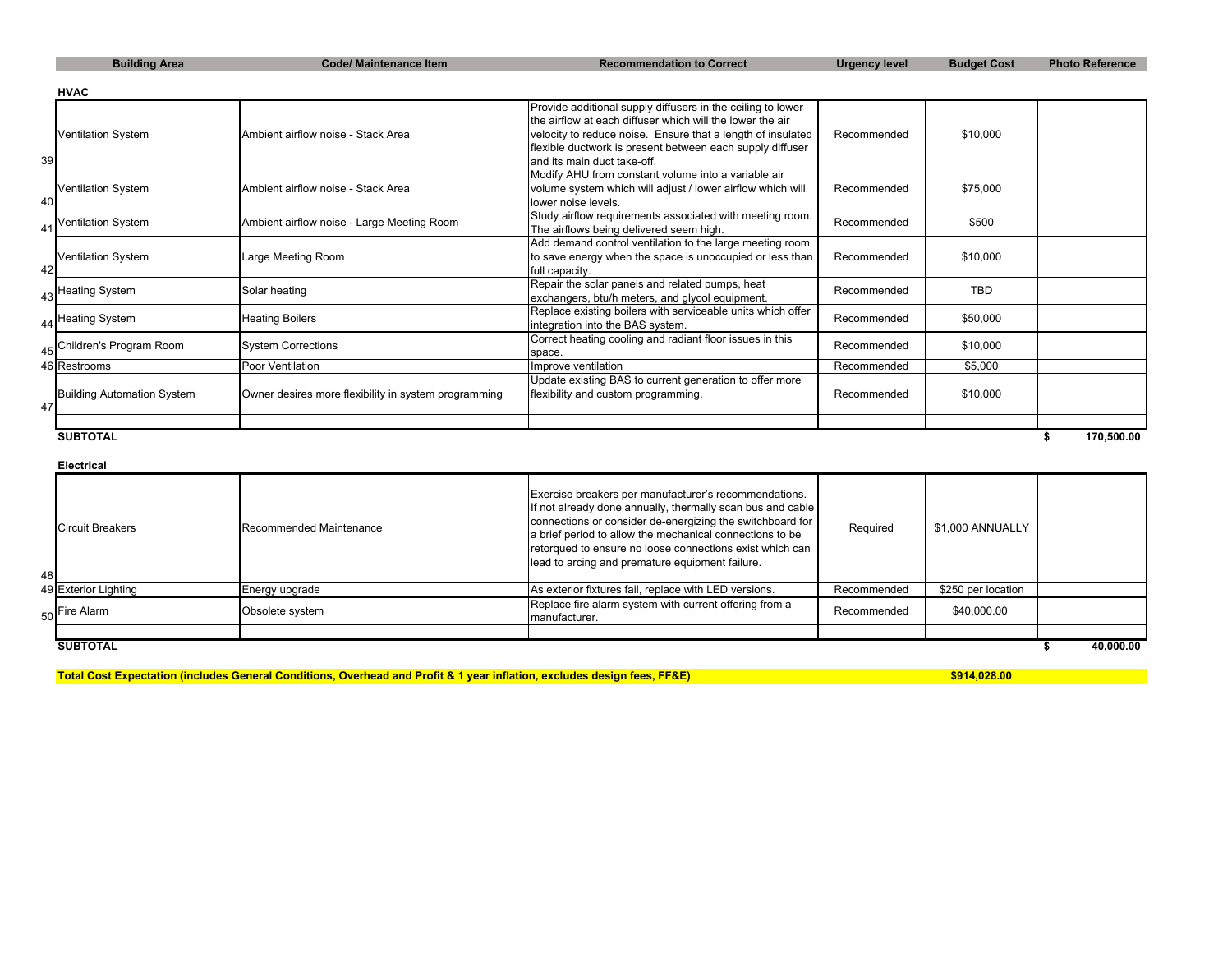| | Building Area | Code/ Maintenance Item | Recommendation to Correct | Urgency level | Budget Cost | Photo Reference |
|---|---|---|---|---|---|---|
| | **HVAC** | | | | | |
| 39 | Ventilation System | Ambient airflow noise - Stack Area | Provide additional supply diffusers in the ceiling to lower the airflow at each diffuser which will the lower the air velocity to reduce noise. Ensure that a length of insulated flexible ductwork is present between each supply diffuser and its main duct take-off. | Recommended | $10,000 | |
| 40 | Ventilation System | Ambient airflow noise - Stack Area | Modify AHU from constant volume into a variable air volume system which will adjust / lower airflow which will lower noise levels. | Recommended | $75,000 | |
| 41 | Ventilation System | Ambient airflow noise - Large Meeting Room | Study airflow requirements associated with meeting room. The airflows being delivered seem high. | Recommended | $500 | |
| 42 | Ventilation System | Large Meeting Room | Add demand control ventilation to the large meeting room to save energy when the space is unoccupied or less than full capacity. | Recommended | $10,000 | |
| 43 | Heating System | Solar heating | Repair the solar panels and related pumps, heat exchangers, btu/h meters, and glycol equipment. | Recommended | TBD | |
| 44 | Heating System | Heating Boilers | Replace existing boilers with serviceable units which offer integration into the BAS system. | Recommended | $50,000 | |
| 45 | Children's Program Room | System Corrections | Correct heating cooling and radiant floor issues in this space. | Recommended | $10,000 | |
| 46 | Restrooms | Poor Ventilation | Improve ventilation | Recommended | $5,000 | |
| 47 | Building Automation System | Owner desires more flexibility in system programming | Update existing BAS to current generation to offer more flexibility and custom programming. | Recommended | $10,000 | |
| | **SUBTOTAL** | | | | | **$ 170,500.00** |
| | **Electrical** | | | | | |
| 48 | Circuit Breakers | Recommended Maintenance | Exercise breakers per manufacturer's recommendations. If not already done annually, thermally scan bus and cable connections or consider de-energizing the switchboard for a brief period to allow the mechanical connections to be retorqued to ensure no loose connections exist which can lead to arcing and premature equipment failure. | Required | $1,000 ANNUALLY | |
| 49 | Exterior Lighting | Energy upgrade | As exterior fixtures fail, replace with LED versions. | Recommended | $250 per location | |
| 50 | Fire Alarm | Obsolete system | Replace fire alarm system with current offering from a manufacturer. | Recommended | $40,000.00 | |
| | **SUBTOTAL** | | | | | **$ 40,000.00** |

**Total Cost Expectation (includes General Conditions, Overhead and Profit & 1 year inflation, excludes design fees, FF&E) $914,028.00**